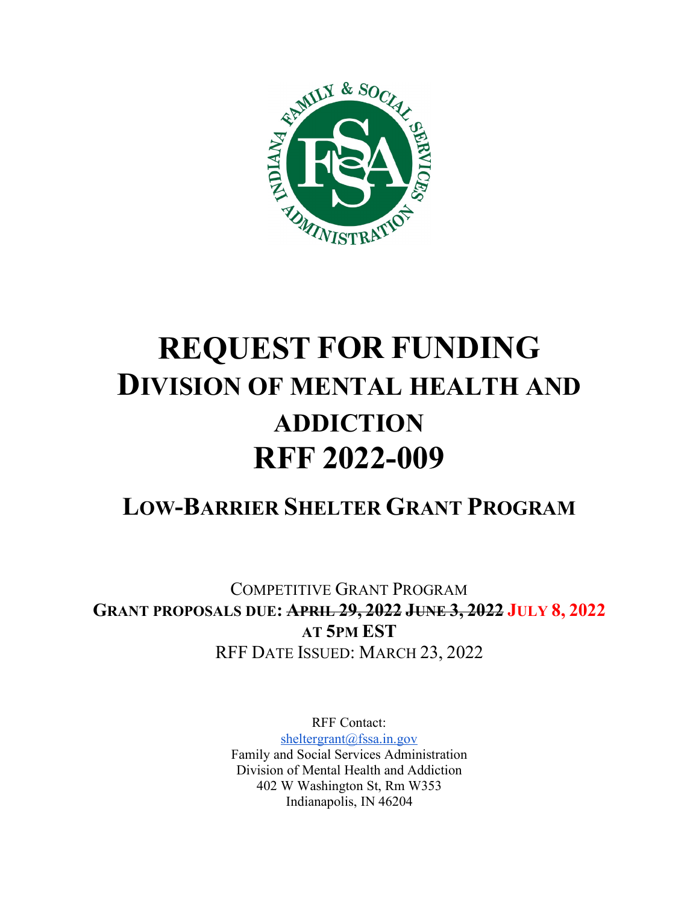# REQUEST FOR FUNDING

## DIVISION OF MENTAL HEALTH AND ADDICTION

# RFF 2022-009

## LOW-BARRIER SHELTER GRANT PROGRAM

COMPETITIVE GRANT PROGRAM

**GRANT PROPOSALS DUE: ~~APRIL 29, 2022~~ ~~JUNE 3, 2022~~ JULY 8, 2022**

**AT 5PM EST**

RFF DATE ISSUED: MARCH 23, 2022

RFF Contact:
sheltergrant@fssa.in.gov
Family and Social Services Administration
Division of Mental Health and Addiction
402 W Washington St, Rm W353
Indianapolis, IN 46204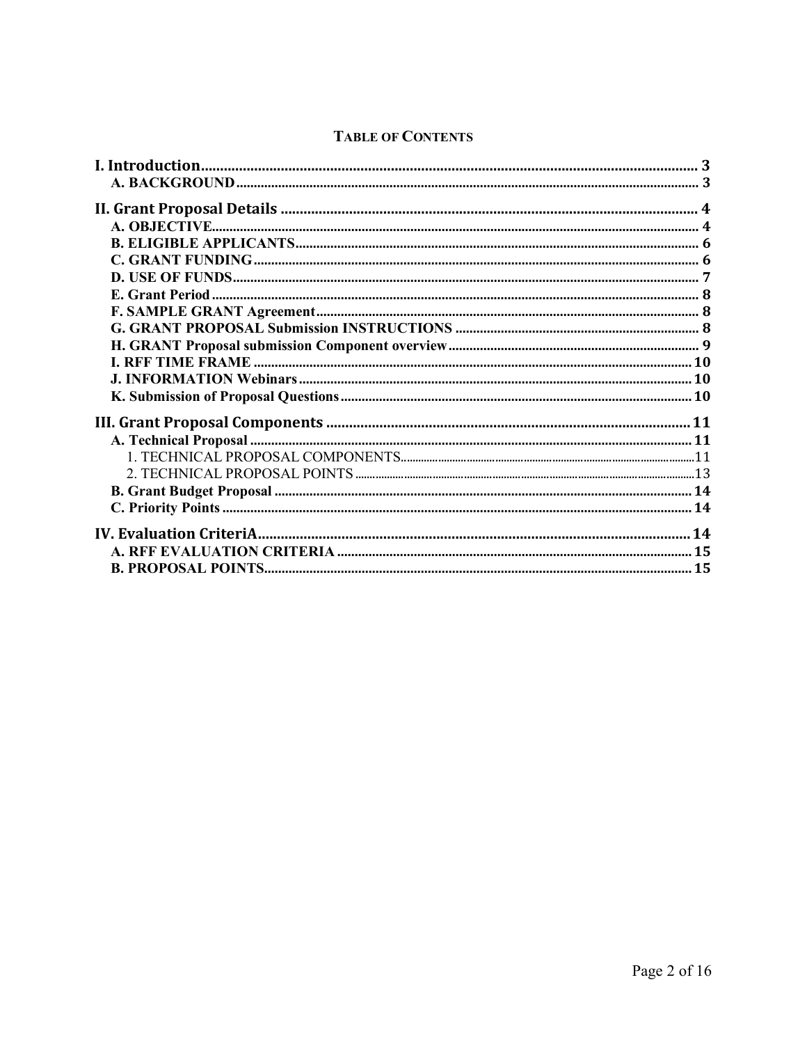**TABLE OF CONTENTS**

**I. Introduction** ..... 3
- **A. BACKGROUND** ..... 3

**II. Grant Proposal Details** ..... 4
- **A. OBJECTIVE** ..... 4
- **B. ELIGIBLE APPLICANTS** ..... 6
- **C. GRANT FUNDING** ..... 6
- **D. USE OF FUNDS** ..... 7
- **E. Grant Period** ..... 8
- **F. SAMPLE GRANT Agreement** ..... 8
- **G. GRANT PROPOSAL Submission INSTRUCTIONS** ..... 8
- **H. GRANT Proposal submission Component overview** ..... 9
- **I. RFF TIME FRAME** ..... 10
- **J. INFORMATION Webinars** ..... 10
- **K. Submission of Proposal Questions** ..... 10

**III. Grant Proposal Components** ..... 11
- **A. Technical Proposal** ..... 11
  - 1. TECHNICAL PROPOSAL COMPONENTS ..... 11
  - 2. TECHNICAL PROPOSAL POINTS ..... 13
- **B. Grant Budget Proposal** ..... 14
- **C. Priority Points** ..... 14

**IV. Evaluation CriteriA** ..... 14
- **A. RFF EVALUATION CRITERIA** ..... 15
- **B. PROPOSAL POINTS** ..... 15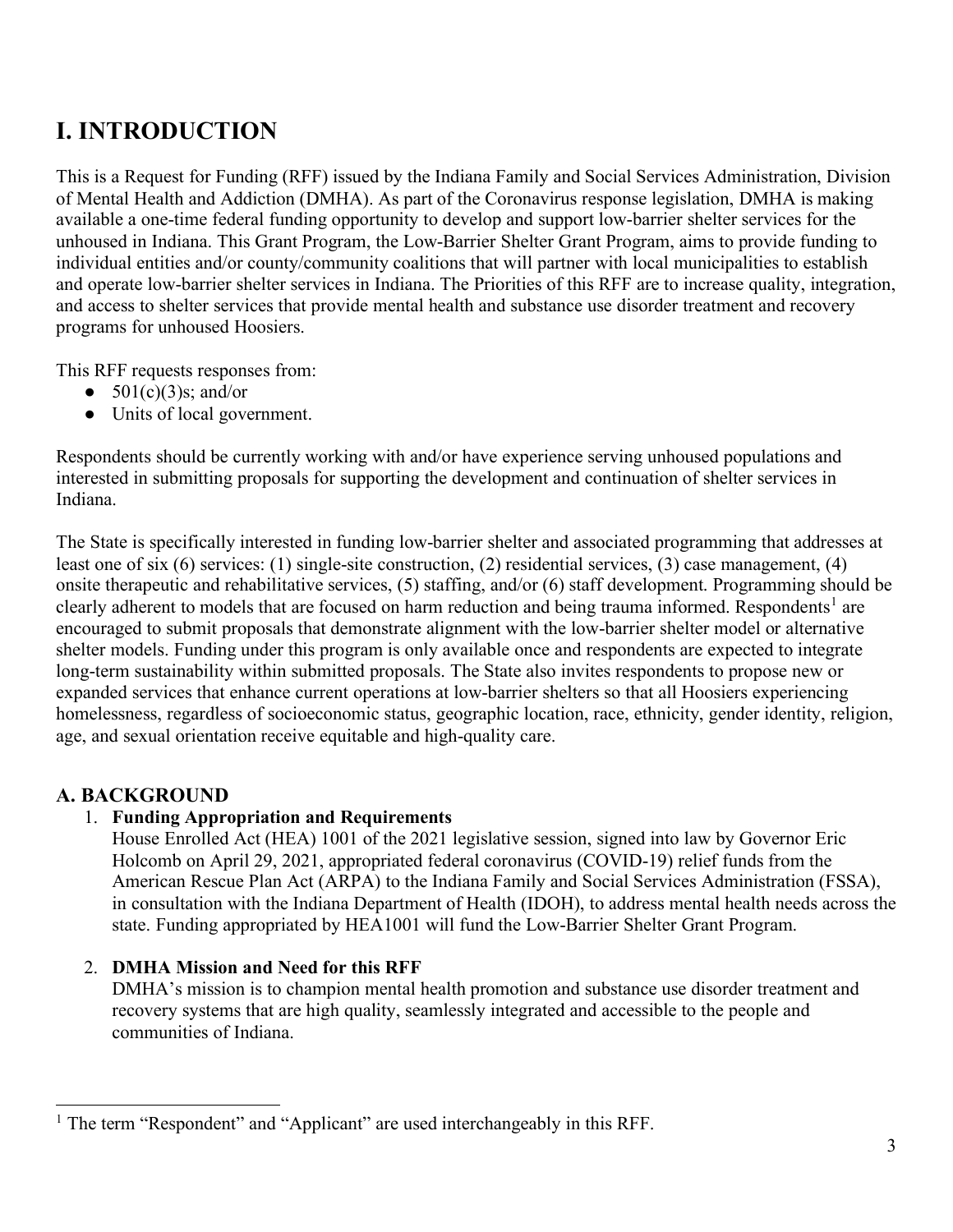# I. INTRODUCTION

This is a Request for Funding (RFF) issued by the Indiana Family and Social Services Administration, Division of Mental Health and Addiction (DMHA). As part of the Coronavirus response legislation, DMHA is making available a one-time federal funding opportunity to develop and support low-barrier shelter services for the unhoused in Indiana. This Grant Program, the Low-Barrier Shelter Grant Program, aims to provide funding to individual entities and/or county/community coalitions that will partner with local municipalities to establish and operate low-barrier shelter services in Indiana. The Priorities of this RFF are to increase quality, integration, and access to shelter services that provide mental health and substance use disorder treatment and recovery programs for unhoused Hoosiers.

This RFF requests responses from:

- 501(c)(3)s; and/or
- Units of local government.

Respondents should be currently working with and/or have experience serving unhoused populations and interested in submitting proposals for supporting the development and continuation of shelter services in Indiana.

The State is specifically interested in funding low-barrier shelter and associated programming that addresses at least one of six (6) services: (1) single-site construction, (2) residential services, (3) case management, (4) onsite therapeutic and rehabilitative services, (5) staffing, and/or (6) staff development. Programming should be clearly adherent to models that are focused on harm reduction and being trauma informed. Respondents[1] are encouraged to submit proposals that demonstrate alignment with the low-barrier shelter model or alternative shelter models. Funding under this program is only available once and respondents are expected to integrate long-term sustainability within submitted proposals. The State also invites respondents to propose new or expanded services that enhance current operations at low-barrier shelters so that all Hoosiers experiencing homelessness, regardless of socioeconomic status, geographic location, race, ethnicity, gender identity, religion, age, and sexual orientation receive equitable and high-quality care.

## A. BACKGROUND

1. **Funding Appropriation and Requirements**
   House Enrolled Act (HEA) 1001 of the 2021 legislative session, signed into law by Governor Eric Holcomb on April 29, 2021, appropriated federal coronavirus (COVID-19) relief funds from the American Rescue Plan Act (ARPA) to the Indiana Family and Social Services Administration (FSSA), in consultation with the Indiana Department of Health (IDOH), to address mental health needs across the state. Funding appropriated by HEA1001 will fund the Low-Barrier Shelter Grant Program.

2. **DMHA Mission and Need for this RFF**
   DMHA's mission is to champion mental health promotion and substance use disorder treatment and recovery systems that are high quality, seamlessly integrated and accessible to the people and communities of Indiana.

[1] The term "Respondent" and "Applicant" are used interchangeably in this RFF.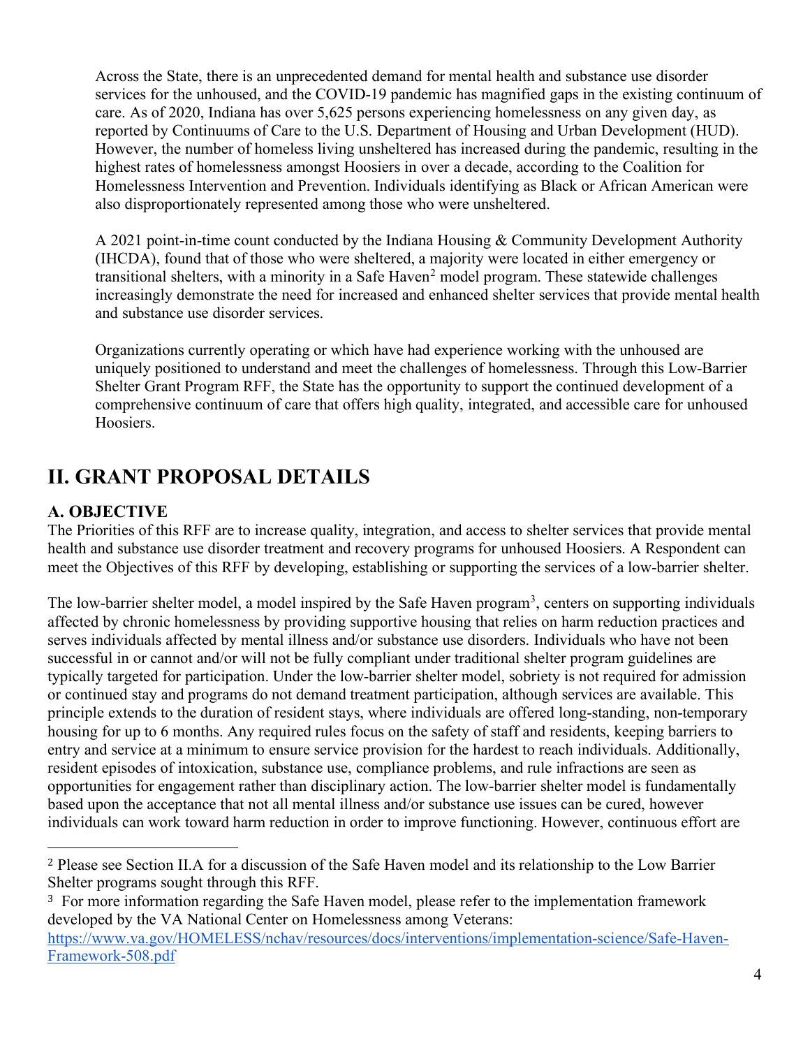Across the State, there is an unprecedented demand for mental health and substance use disorder services for the unhoused, and the COVID-19 pandemic has magnified gaps in the existing continuum of care. As of 2020, Indiana has over 5,625 persons experiencing homelessness on any given day, as reported by Continuums of Care to the U.S. Department of Housing and Urban Development (HUD). However, the number of homeless living unsheltered has increased during the pandemic, resulting in the highest rates of homelessness amongst Hoosiers in over a decade, according to the Coalition for Homelessness Intervention and Prevention. Individuals identifying as Black or African American were also disproportionately represented among those who were unsheltered.

A 2021 point-in-time count conducted by the Indiana Housing & Community Development Authority (IHCDA), found that of those who were sheltered, a majority were located in either emergency or transitional shelters, with a minority in a Safe Haven[2] model program. These statewide challenges increasingly demonstrate the need for increased and enhanced shelter services that provide mental health and substance use disorder services.

Organizations currently operating or which have had experience working with the unhoused are uniquely positioned to understand and meet the challenges of homelessness. Through this Low-Barrier Shelter Grant Program RFF, the State has the opportunity to support the continued development of a comprehensive continuum of care that offers high quality, integrated, and accessible care for unhoused Hoosiers.

# II. GRANT PROPOSAL DETAILS

## A. OBJECTIVE

The Priorities of this RFF are to increase quality, integration, and access to shelter services that provide mental health and substance use disorder treatment and recovery programs for unhoused Hoosiers. A Respondent can meet the Objectives of this RFF by developing, establishing or supporting the services of a low-barrier shelter.

The low-barrier shelter model, a model inspired by the Safe Haven program[3], centers on supporting individuals affected by chronic homelessness by providing supportive housing that relies on harm reduction practices and serves individuals affected by mental illness and/or substance use disorders. Individuals who have not been successful in or cannot and/or will not be fully compliant under traditional shelter program guidelines are typically targeted for participation. Under the low-barrier shelter model, sobriety is not required for admission or continued stay and programs do not demand treatment participation, although services are available. This principle extends to the duration of resident stays, where individuals are offered long-standing, non-temporary housing for up to 6 months. Any required rules focus on the safety of staff and residents, keeping barriers to entry and service at a minimum to ensure service provision for the hardest to reach individuals. Additionally, resident episodes of intoxication, substance use, compliance problems, and rule infractions are seen as opportunities for engagement rather than disciplinary action. The low-barrier shelter model is fundamentally based upon the acceptance that not all mental illness and/or substance use issues can be cured, however individuals can work toward harm reduction in order to improve functioning. However, continuous effort are

---

[2] Please see Section II.A for a discussion of the Safe Haven model and its relationship to the Low Barrier Shelter programs sought through this RFF.

[3] For more information regarding the Safe Haven model, please refer to the implementation framework developed by the VA National Center on Homelessness among Veterans: [https://www.va.gov/HOMELESS/nchav/resources/docs/interventions/implementation-science/Safe-Haven-Framework-508.pdf](https://www.va.gov/HOMELESS/nchav/resources/docs/interventions/implementation-science/Safe-Haven-Framework-508.pdf)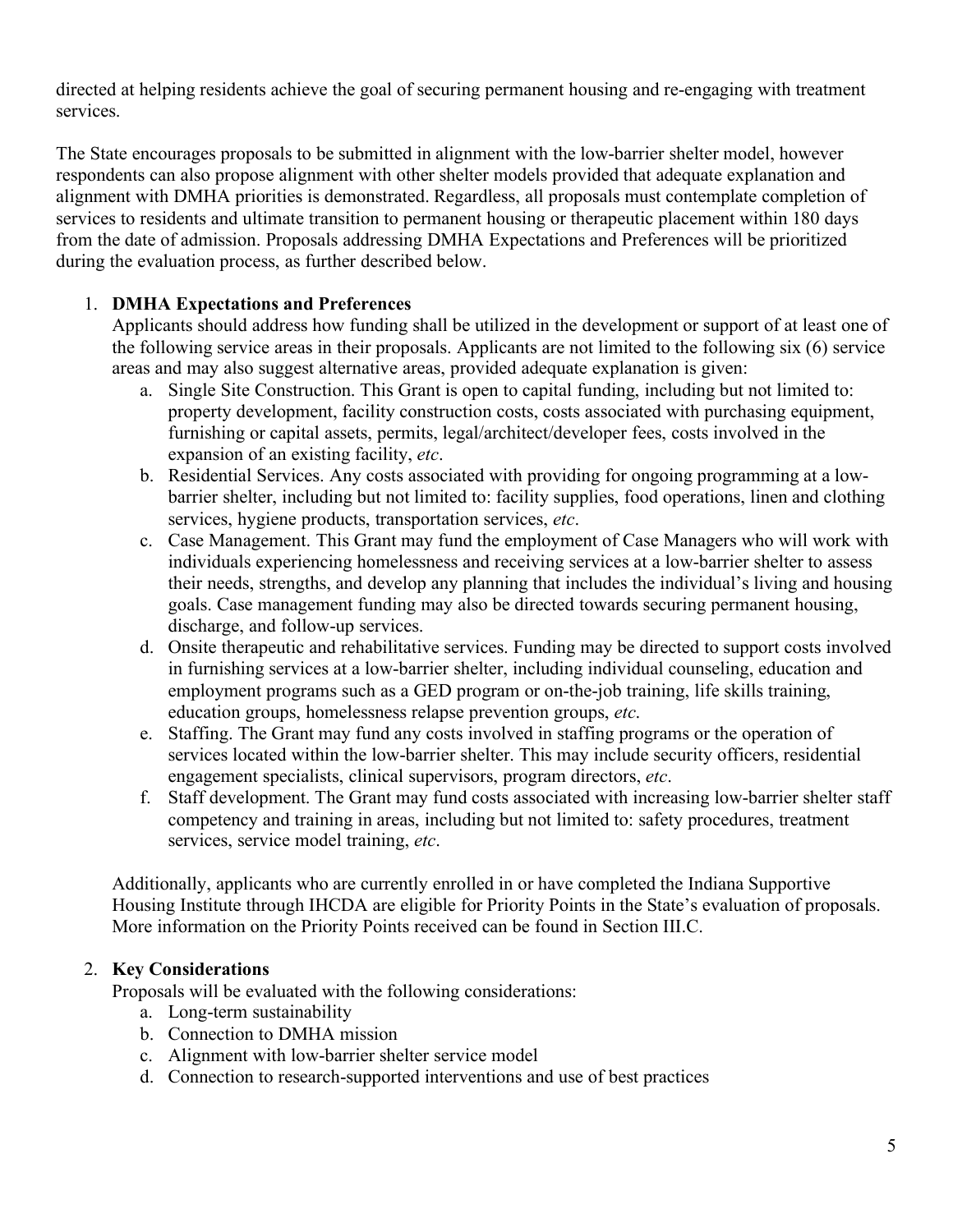directed at helping residents achieve the goal of securing permanent housing and re-engaging with treatment services.

The State encourages proposals to be submitted in alignment with the low-barrier shelter model, however respondents can also propose alignment with other shelter models provided that adequate explanation and alignment with DMHA priorities is demonstrated. Regardless, all proposals must contemplate completion of services to residents and ultimate transition to permanent housing or therapeutic placement within 180 days from the date of admission. Proposals addressing DMHA Expectations and Preferences will be prioritized during the evaluation process, as further described below.

1. **DMHA Expectations and Preferences**

   Applicants should address how funding shall be utilized in the development or support of at least one of the following service areas in their proposals. Applicants are not limited to the following six (6) service areas and may also suggest alternative areas, provided adequate explanation is given:

   a. Single Site Construction. This Grant is open to capital funding, including but not limited to: property development, facility construction costs, costs associated with purchasing equipment, furnishing or capital assets, permits, legal/architect/developer fees, costs involved in the expansion of an existing facility, *etc*.
   
   b. Residential Services. Any costs associated with providing for ongoing programming at a low-barrier shelter, including but not limited to: facility supplies, food operations, linen and clothing services, hygiene products, transportation services, *etc*.
   
   c. Case Management. This Grant may fund the employment of Case Managers who will work with individuals experiencing homelessness and receiving services at a low-barrier shelter to assess their needs, strengths, and develop any planning that includes the individual's living and housing goals. Case management funding may also be directed towards securing permanent housing, discharge, and follow-up services.
   
   d. Onsite therapeutic and rehabilitative services. Funding may be directed to support costs involved in furnishing services at a low-barrier shelter, including individual counseling, education and employment programs such as a GED program or on-the-job training, life skills training, education groups, homelessness relapse prevention groups, *etc*.
   
   e. Staffing. The Grant may fund any costs involved in staffing programs or the operation of services located within the low-barrier shelter. This may include security officers, residential engagement specialists, clinical supervisors, program directors, *etc*.
   
   f. Staff development. The Grant may fund costs associated with increasing low-barrier shelter staff competency and training in areas, including but not limited to: safety procedures, treatment services, service model training, *etc*.

   Additionally, applicants who are currently enrolled in or have completed the Indiana Supportive Housing Institute through IHCDA are eligible for Priority Points in the State's evaluation of proposals. More information on the Priority Points received can be found in Section III.C.

2. **Key Considerations**

   Proposals will be evaluated with the following considerations:

   a. Long-term sustainability
   
   b. Connection to DMHA mission
   
   c. Alignment with low-barrier shelter service model
   
   d. Connection to research-supported interventions and use of best practices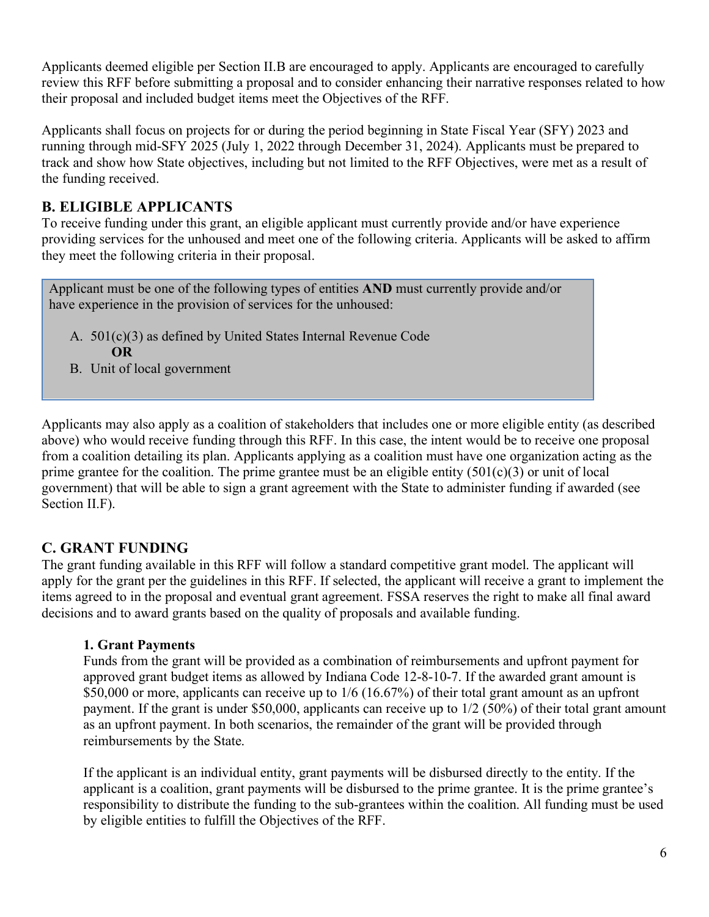Applicants deemed eligible per Section II.B are encouraged to apply. Applicants are encouraged to carefully review this RFF before submitting a proposal and to consider enhancing their narrative responses related to how their proposal and included budget items meet the Objectives of the RFF.

Applicants shall focus on projects for or during the period beginning in State Fiscal Year (SFY) 2023 and running through mid-SFY 2025 (July 1, 2022 through December 31, 2024). Applicants must be prepared to track and show how State objectives, including but not limited to the RFF Objectives, were met as a result of the funding received.

## B. ELIGIBLE APPLICANTS

To receive funding under this grant, an eligible applicant must currently provide and/or have experience providing services for the unhoused and meet one of the following criteria. Applicants will be asked to affirm they meet the following criteria in their proposal.

> Applicant must be one of the following types of entities **AND** must currently provide and/or have experience in the provision of services for the unhoused:
>
> A. 501(c)(3) as defined by United States Internal Revenue Code
>
> **OR**
>
> B. Unit of local government

Applicants may also apply as a coalition of stakeholders that includes one or more eligible entity (as described above) who would receive funding through this RFF. In this case, the intent would be to receive one proposal from a coalition detailing its plan. Applicants applying as a coalition must have one organization acting as the prime grantee for the coalition. The prime grantee must be an eligible entity (501(c)(3) or unit of local government) that will be able to sign a grant agreement with the State to administer funding if awarded (see Section II.F).

## C. GRANT FUNDING

The grant funding available in this RFF will follow a standard competitive grant model. The applicant will apply for the grant per the guidelines in this RFF. If selected, the applicant will receive a grant to implement the items agreed to in the proposal and eventual grant agreement. FSSA reserves the right to make all final award decisions and to award grants based on the quality of proposals and available funding.

### 1. Grant Payments

Funds from the grant will be provided as a combination of reimbursements and upfront payment for approved grant budget items as allowed by Indiana Code 12-8-10-7. If the awarded grant amount is $50,000 or more, applicants can receive up to 1/6 (16.67%) of their total grant amount as an upfront payment. If the grant is under $50,000, applicants can receive up to 1/2 (50%) of their total grant amount as an upfront payment. In both scenarios, the remainder of the grant will be provided through reimbursements by the State.

If the applicant is an individual entity, grant payments will be disbursed directly to the entity. If the applicant is a coalition, grant payments will be disbursed to the prime grantee. It is the prime grantee's responsibility to distribute the funding to the sub-grantees within the coalition. All funding must be used by eligible entities to fulfill the Objectives of the RFF.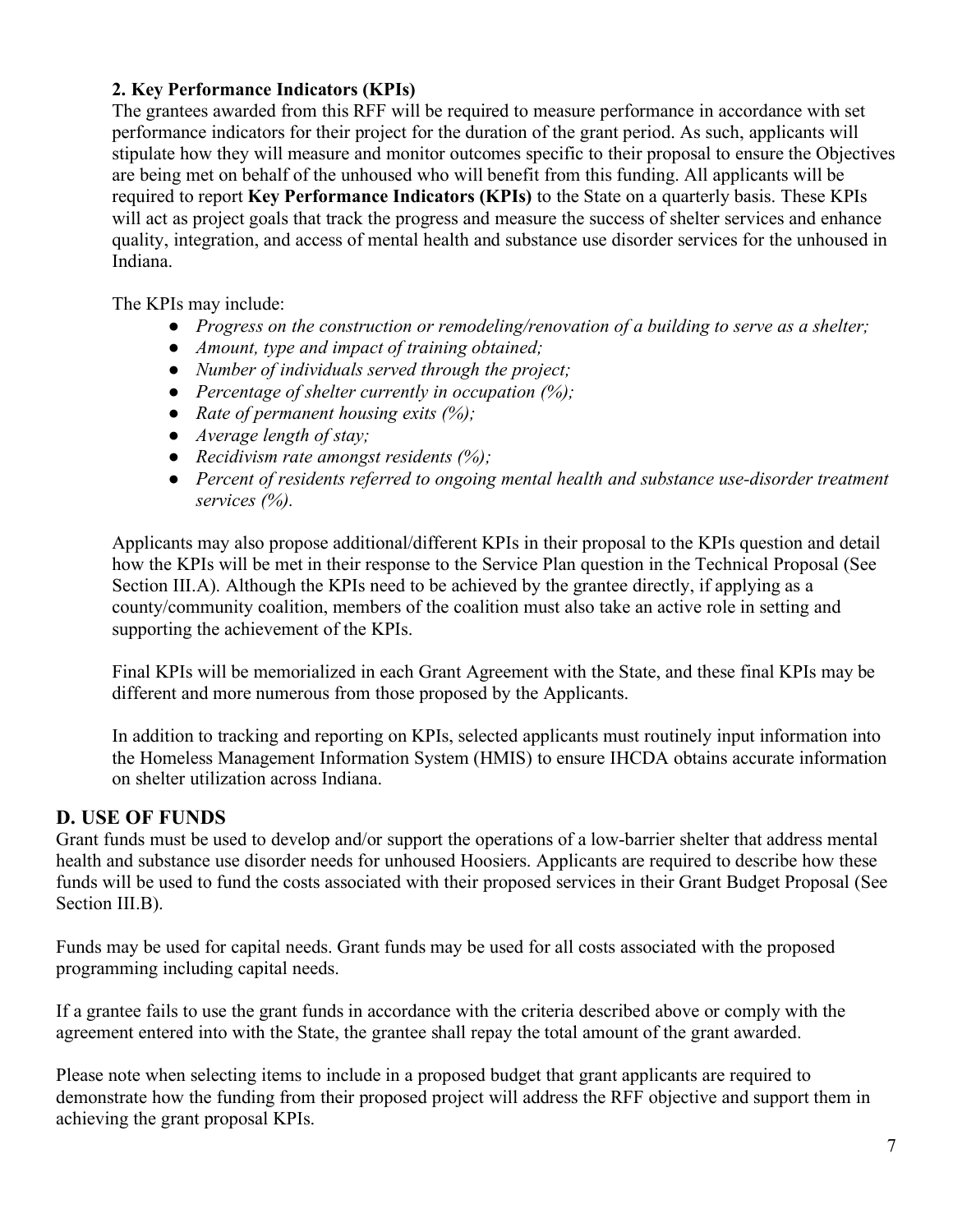### 2. Key Performance Indicators (KPIs)

The grantees awarded from this RFF will be required to measure performance in accordance with set performance indicators for their project for the duration of the grant period. As such, applicants will stipulate how they will measure and monitor outcomes specific to their proposal to ensure the Objectives are being met on behalf of the unhoused who will benefit from this funding. All applicants will be required to report **Key Performance Indicators (KPIs)** to the State on a quarterly basis. These KPIs will act as project goals that track the progress and measure the success of shelter services and enhance quality, integration, and access of mental health and substance use disorder services for the unhoused in Indiana.

The KPIs may include:

- *Progress on the construction or remodeling/renovation of a building to serve as a shelter;*
- *Amount, type and impact of training obtained;*
- *Number of individuals served through the project;*
- *Percentage of shelter currently in occupation (%);*
- *Rate of permanent housing exits (%);*
- *Average length of stay;*
- *Recidivism rate amongst residents (%);*
- *Percent of residents referred to ongoing mental health and substance use-disorder treatment services (%).*

Applicants may also propose additional/different KPIs in their proposal to the KPIs question and detail how the KPIs will be met in their response to the Service Plan question in the Technical Proposal (See Section III.A). Although the KPIs need to be achieved by the grantee directly, if applying as a county/community coalition, members of the coalition must also take an active role in setting and supporting the achievement of the KPIs.

Final KPIs will be memorialized in each Grant Agreement with the State, and these final KPIs may be different and more numerous from those proposed by the Applicants.

In addition to tracking and reporting on KPIs, selected applicants must routinely input information into the Homeless Management Information System (HMIS) to ensure IHCDA obtains accurate information on shelter utilization across Indiana.

## D. USE OF FUNDS

Grant funds must be used to develop and/or support the operations of a low-barrier shelter that address mental health and substance use disorder needs for unhoused Hoosiers. Applicants are required to describe how these funds will be used to fund the costs associated with their proposed services in their Grant Budget Proposal (See Section III.B).

Funds may be used for capital needs. Grant funds may be used for all costs associated with the proposed programming including capital needs.

If a grantee fails to use the grant funds in accordance with the criteria described above or comply with the agreement entered into with the State, the grantee shall repay the total amount of the grant awarded.

Please note when selecting items to include in a proposed budget that grant applicants are required to demonstrate how the funding from their proposed project will address the RFF objective and support them in achieving the grant proposal KPIs.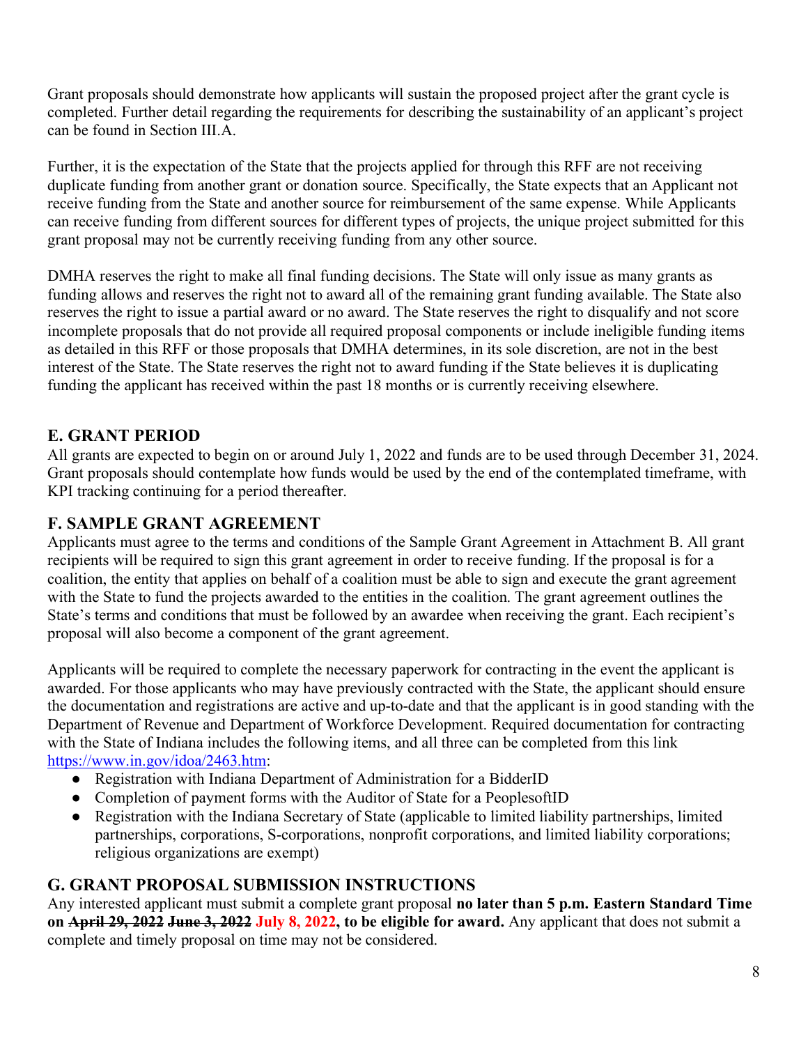Grant proposals should demonstrate how applicants will sustain the proposed project after the grant cycle is completed. Further detail regarding the requirements for describing the sustainability of an applicant's project can be found in Section III.A.

Further, it is the expectation of the State that the projects applied for through this RFF are not receiving duplicate funding from another grant or donation source. Specifically, the State expects that an Applicant not receive funding from the State and another source for reimbursement of the same expense. While Applicants can receive funding from different sources for different types of projects, the unique project submitted for this grant proposal may not be currently receiving funding from any other source.

DMHA reserves the right to make all final funding decisions. The State will only issue as many grants as funding allows and reserves the right not to award all of the remaining grant funding available. The State also reserves the right to issue a partial award or no award. The State reserves the right to disqualify and not score incomplete proposals that do not provide all required proposal components or include ineligible funding items as detailed in this RFF or those proposals that DMHA determines, in its sole discretion, are not in the best interest of the State. The State reserves the right not to award funding if the State believes it is duplicating funding the applicant has received within the past 18 months or is currently receiving elsewhere.

## E. GRANT PERIOD

All grants are expected to begin on or around July 1, 2022 and funds are to be used through December 31, 2024. Grant proposals should contemplate how funds would be used by the end of the contemplated timeframe, with KPI tracking continuing for a period thereafter.

## F. SAMPLE GRANT AGREEMENT

Applicants must agree to the terms and conditions of the Sample Grant Agreement in Attachment B. All grant recipients will be required to sign this grant agreement in order to receive funding. If the proposal is for a coalition, the entity that applies on behalf of a coalition must be able to sign and execute the grant agreement with the State to fund the projects awarded to the entities in the coalition. The grant agreement outlines the State's terms and conditions that must be followed by an awardee when receiving the grant. Each recipient's proposal will also become a component of the grant agreement.

Applicants will be required to complete the necessary paperwork for contracting in the event the applicant is awarded. For those applicants who may have previously contracted with the State, the applicant should ensure the documentation and registrations are active and up-to-date and that the applicant is in good standing with the Department of Revenue and Department of Workforce Development. Required documentation for contracting with the State of Indiana includes the following items, and all three can be completed from this link https://www.in.gov/idoa/2463.htm:

- Registration with Indiana Department of Administration for a BidderID
- Completion of payment forms with the Auditor of State for a PeoplesoftID
- Registration with the Indiana Secretary of State (applicable to limited liability partnerships, limited partnerships, corporations, S-corporations, nonprofit corporations, and limited liability corporations; religious organizations are exempt)

## G. GRANT PROPOSAL SUBMISSION INSTRUCTIONS

Any interested applicant must submit a complete grant proposal **no later than 5 p.m. Eastern Standard Time on ~~April 29, 2022~~ ~~June 3, 2022~~ July 8, 2022, to be eligible for award.** Any applicant that does not submit a complete and timely proposal on time may not be considered.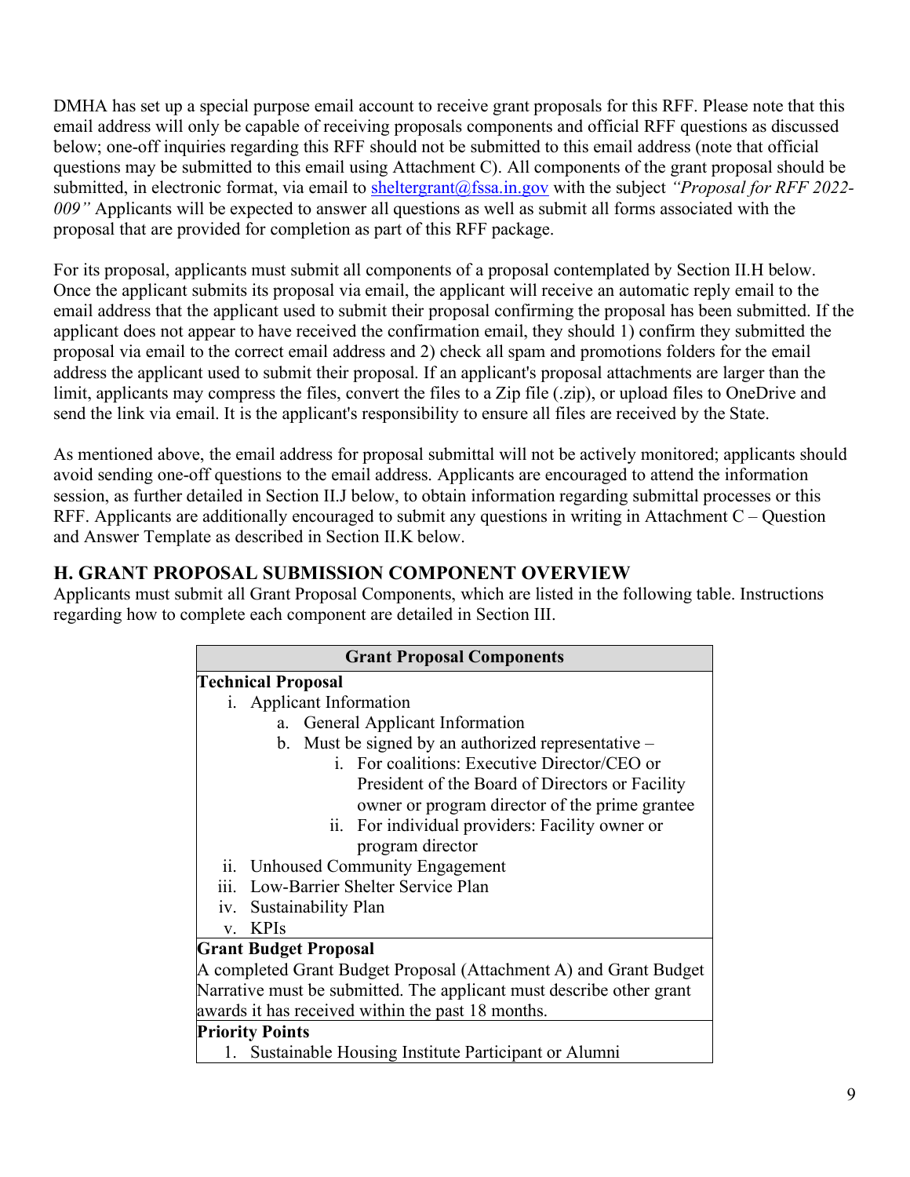DMHA has set up a special purpose email account to receive grant proposals for this RFF. Please note that this email address will only be capable of receiving proposals components and official RFF questions as discussed below; one-off inquiries regarding this RFF should not be submitted to this email address (note that official questions may be submitted to this email using Attachment C). All components of the grant proposal should be submitted, in electronic format, via email to sheltergrant@fssa.in.gov with the subject *"Proposal for RFF 2022-009"* Applicants will be expected to answer all questions as well as submit all forms associated with the proposal that are provided for completion as part of this RFF package.

For its proposal, applicants must submit all components of a proposal contemplated by Section II.H below. Once the applicant submits its proposal via email, the applicant will receive an automatic reply email to the email address that the applicant used to submit their proposal confirming the proposal has been submitted. If the applicant does not appear to have received the confirmation email, they should 1) confirm they submitted the proposal via email to the correct email address and 2) check all spam and promotions folders for the email address the applicant used to submit their proposal. If an applicant's proposal attachments are larger than the limit, applicants may compress the files, convert the files to a Zip file (.zip), or upload files to OneDrive and send the link via email. It is the applicant's responsibility to ensure all files are received by the State.

As mentioned above, the email address for proposal submittal will not be actively monitored; applicants should avoid sending one-off questions to the email address. Applicants are encouraged to attend the information session, as further detailed in Section II.J below, to obtain information regarding submittal processes or this RFF. Applicants are additionally encouraged to submit any questions in writing in Attachment C – Question and Answer Template as described in Section II.K below.

## H. GRANT PROPOSAL SUBMISSION COMPONENT OVERVIEW

Applicants must submit all Grant Proposal Components, which are listed in the following table. Instructions regarding how to complete each component are detailed in Section III.

| Grant Proposal Components |
|---|
| **Technical Proposal**<br>i. Applicant Information<br>&nbsp;&nbsp;&nbsp;&nbsp;a. General Applicant Information<br>&nbsp;&nbsp;&nbsp;&nbsp;b. Must be signed by an authorized representative –<br>&nbsp;&nbsp;&nbsp;&nbsp;&nbsp;&nbsp;&nbsp;&nbsp;i. For coalitions: Executive Director/CEO or President of the Board of Directors or Facility owner or program director of the prime grantee<br>&nbsp;&nbsp;&nbsp;&nbsp;&nbsp;&nbsp;&nbsp;&nbsp;ii. For individual providers: Facility owner or program director<br>ii. Unhoused Community Engagement<br>iii. Low-Barrier Shelter Service Plan<br>iv. Sustainability Plan<br>v. KPIs |
| **Grant Budget Proposal**<br>A completed Grant Budget Proposal (Attachment A) and Grant Budget Narrative must be submitted. The applicant must describe other grant awards it has received within the past 18 months. |
| **Priority Points**<br>1. Sustainable Housing Institute Participant or Alumni |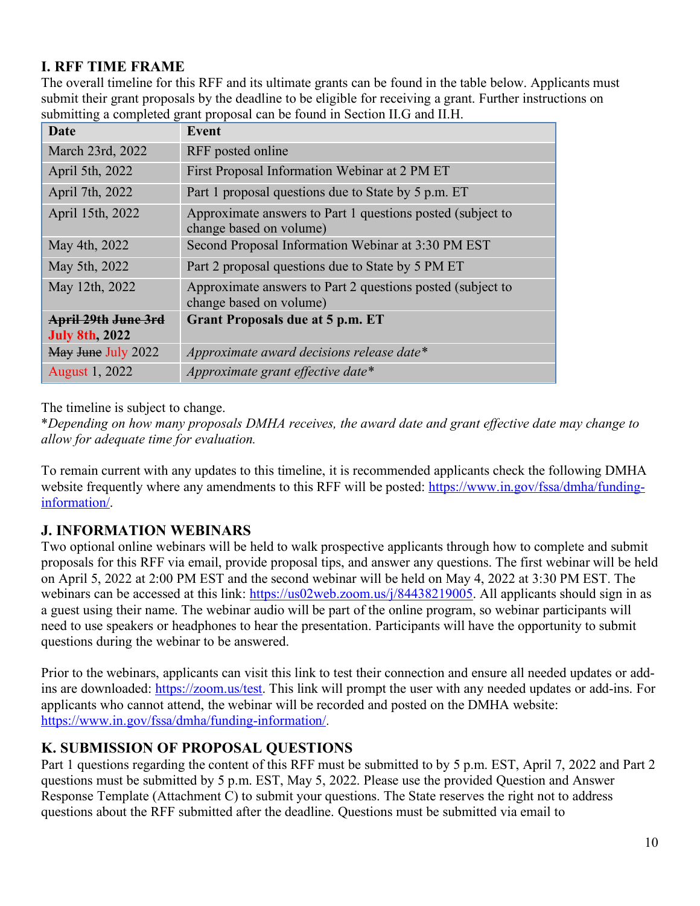## I. RFF TIME FRAME

The overall timeline for this RFF and its ultimate grants can be found in the table below. Applicants must submit their grant proposals by the deadline to be eligible for receiving a grant. Further instructions on submitting a completed grant proposal can be found in Section II.G and II.H.

| Date | Event |
|---|---|
| March 23rd, 2022 | RFF posted online |
| April 5th, 2022 | First Proposal Information Webinar at 2 PM ET |
| April 7th, 2022 | Part 1 proposal questions due to State by 5 p.m. ET |
| April 15th, 2022 | Approximate answers to Part 1 questions posted (subject to change based on volume) |
| May 4th, 2022 | Second Proposal Information Webinar at 3:30 PM EST |
| May 5th, 2022 | Part 2 proposal questions due to State by 5 PM ET |
| May 12th, 2022 | Approximate answers to Part 2 questions posted (subject to change based on volume) |
| **~~April 29th~~ ~~June 3rd~~ July 8th, 2022** | **Grant Proposals due at 5 p.m. ET** |
| ~~May~~ ~~June~~ July 2022 | *Approximate award decisions release date\** |
| August 1, 2022 | *Approximate grant effective date\** |

The timeline is subject to change.

\**Depending on how many proposals DMHA receives, the award date and grant effective date may change to allow for adequate time for evaluation.*

To remain current with any updates to this timeline, it is recommended applicants check the following DMHA website frequently where any amendments to this RFF will be posted: https://www.in.gov/fssa/dmha/funding-information/.

## J. INFORMATION WEBINARS

Two optional online webinars will be held to walk prospective applicants through how to complete and submit proposals for this RFF via email, provide proposal tips, and answer any questions. The first webinar will be held on April 5, 2022 at 2:00 PM EST and the second webinar will be held on May 4, 2022 at 3:30 PM EST. The webinars can be accessed at this link: https://us02web.zoom.us/j/84438219005. All applicants should sign in as a guest using their name. The webinar audio will be part of the online program, so webinar participants will need to use speakers or headphones to hear the presentation. Participants will have the opportunity to submit questions during the webinar to be answered.

Prior to the webinars, applicants can visit this link to test their connection and ensure all needed updates or add-ins are downloaded: https://zoom.us/test. This link will prompt the user with any needed updates or add-ins. For applicants who cannot attend, the webinar will be recorded and posted on the DMHA website: https://www.in.gov/fssa/dmha/funding-information/.

## K. SUBMISSION OF PROPOSAL QUESTIONS

Part 1 questions regarding the content of this RFF must be submitted to by 5 p.m. EST, April 7, 2022 and Part 2 questions must be submitted by 5 p.m. EST, May 5, 2022. Please use the provided Question and Answer Response Template (Attachment C) to submit your questions. The State reserves the right not to address questions about the RFF submitted after the deadline. Questions must be submitted via email to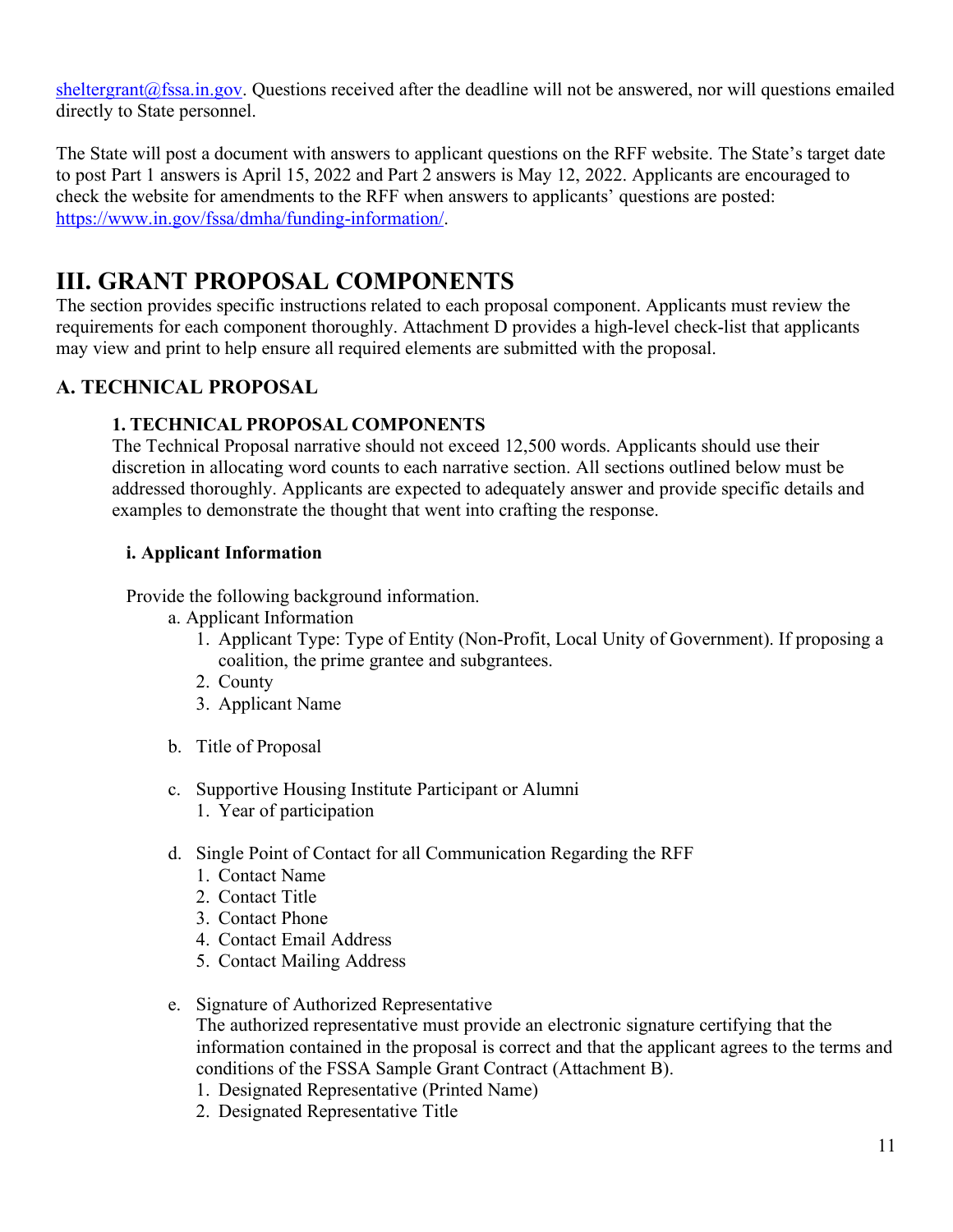sheltergrant@fssa.in.gov. Questions received after the deadline will not be answered, nor will questions emailed directly to State personnel.

The State will post a document with answers to applicant questions on the RFF website. The State's target date to post Part 1 answers is April 15, 2022 and Part 2 answers is May 12, 2022. Applicants are encouraged to check the website for amendments to the RFF when answers to applicants' questions are posted: https://www.in.gov/fssa/dmha/funding-information/.

# III. GRANT PROPOSAL COMPONENTS

The section provides specific instructions related to each proposal component. Applicants must review the requirements for each component thoroughly. Attachment D provides a high-level check-list that applicants may view and print to help ensure all required elements are submitted with the proposal.

## A. TECHNICAL PROPOSAL

### 1. TECHNICAL PROPOSAL COMPONENTS

The Technical Proposal narrative should not exceed 12,500 words. Applicants should use their discretion in allocating word counts to each narrative section. All sections outlined below must be addressed thoroughly. Applicants are expected to adequately answer and provide specific details and examples to demonstrate the thought that went into crafting the response.

#### i. Applicant Information

Provide the following background information.

a. Applicant Information
   1. Applicant Type: Type of Entity (Non-Profit, Local Unity of Government). If proposing a coalition, the prime grantee and subgrantees.
   2. County
   3. Applicant Name

b. Title of Proposal

c. Supportive Housing Institute Participant or Alumni
   1. Year of participation

d. Single Point of Contact for all Communication Regarding the RFF
   1. Contact Name
   2. Contact Title
   3. Contact Phone
   4. Contact Email Address
   5. Contact Mailing Address

e. Signature of Authorized Representative
   The authorized representative must provide an electronic signature certifying that the information contained in the proposal is correct and that the applicant agrees to the terms and conditions of the FSSA Sample Grant Contract (Attachment B).
   1. Designated Representative (Printed Name)
   2. Designated Representative Title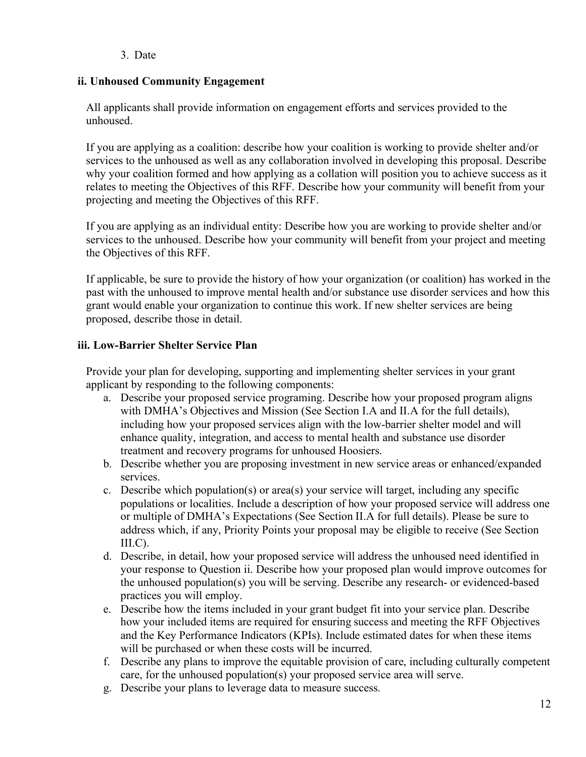3. Date

### ii. Unhoused Community Engagement

All applicants shall provide information on engagement efforts and services provided to the unhoused.

If you are applying as a coalition: describe how your coalition is working to provide shelter and/or services to the unhoused as well as any collaboration involved in developing this proposal. Describe why your coalition formed and how applying as a collation will position you to achieve success as it relates to meeting the Objectives of this RFF. Describe how your community will benefit from your projecting and meeting the Objectives of this RFF.

If you are applying as an individual entity: Describe how you are working to provide shelter and/or services to the unhoused. Describe how your community will benefit from your project and meeting the Objectives of this RFF.

If applicable, be sure to provide the history of how your organization (or coalition) has worked in the past with the unhoused to improve mental health and/or substance use disorder services and how this grant would enable your organization to continue this work. If new shelter services are being proposed, describe those in detail.

### iii. Low-Barrier Shelter Service Plan

Provide your plan for developing, supporting and implementing shelter services in your grant applicant by responding to the following components:

a. Describe your proposed service programing. Describe how your proposed program aligns with DMHA's Objectives and Mission (See Section I.A and II.A for the full details), including how your proposed services align with the low-barrier shelter model and will enhance quality, integration, and access to mental health and substance use disorder treatment and recovery programs for unhoused Hoosiers.
b. Describe whether you are proposing investment in new service areas or enhanced/expanded services.
c. Describe which population(s) or area(s) your service will target, including any specific populations or localities. Include a description of how your proposed service will address one or multiple of DMHA's Expectations (See Section II.A for full details). Please be sure to address which, if any, Priority Points your proposal may be eligible to receive (See Section III.C).
d. Describe, in detail, how your proposed service will address the unhoused need identified in your response to Question ii. Describe how your proposed plan would improve outcomes for the unhoused population(s) you will be serving. Describe any research- or evidenced-based practices you will employ.
e. Describe how the items included in your grant budget fit into your service plan. Describe how your included items are required for ensuring success and meeting the RFF Objectives and the Key Performance Indicators (KPIs). Include estimated dates for when these items will be purchased or when these costs will be incurred.
f. Describe any plans to improve the equitable provision of care, including culturally competent care, for the unhoused population(s) your proposed service area will serve.
g. Describe your plans to leverage data to measure success.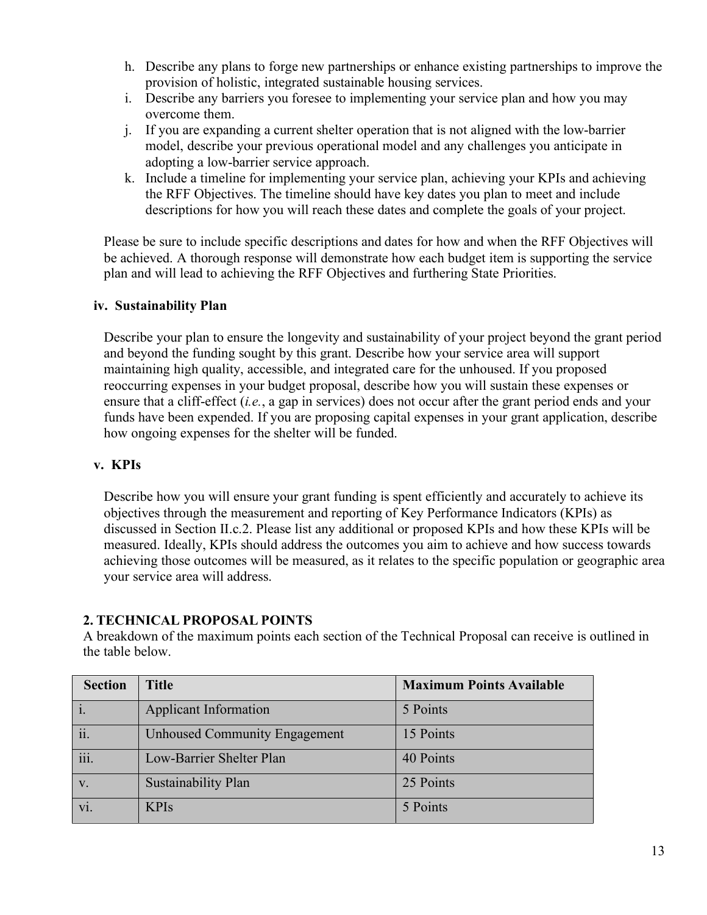h. Describe any plans to forge new partnerships or enhance existing partnerships to improve the provision of holistic, integrated sustainable housing services.
i. Describe any barriers you foresee to implementing your service plan and how you may overcome them.
j. If you are expanding a current shelter operation that is not aligned with the low-barrier model, describe your previous operational model and any challenges you anticipate in adopting a low-barrier service approach.
k. Include a timeline for implementing your service plan, achieving your KPIs and achieving the RFF Objectives. The timeline should have key dates you plan to meet and include descriptions for how you will reach these dates and complete the goals of your project.

Please be sure to include specific descriptions and dates for how and when the RFF Objectives will be achieved. A thorough response will demonstrate how each budget item is supporting the service plan and will lead to achieving the RFF Objectives and furthering State Priorities.

**iv. Sustainability Plan**

Describe your plan to ensure the longevity and sustainability of your project beyond the grant period and beyond the funding sought by this grant. Describe how your service area will support maintaining high quality, accessible, and integrated care for the unhoused. If you proposed reoccurring expenses in your budget proposal, describe how you will sustain these expenses or ensure that a cliff-effect (*i.e.*, a gap in services) does not occur after the grant period ends and your funds have been expended. If you are proposing capital expenses in your grant application, describe how ongoing expenses for the shelter will be funded.

**v. KPIs**

Describe how you will ensure your grant funding is spent efficiently and accurately to achieve its objectives through the measurement and reporting of Key Performance Indicators (KPIs) as discussed in Section II.c.2. Please list any additional or proposed KPIs and how these KPIs will be measured. Ideally, KPIs should address the outcomes you aim to achieve and how success towards achieving those outcomes will be measured, as it relates to the specific population or geographic area your service area will address.

**2. TECHNICAL PROPOSAL POINTS**

A breakdown of the maximum points each section of the Technical Proposal can receive is outlined in the table below.

| Section | Title | Maximum Points Available |
|---|---|---|
| i. | Applicant Information | 5 Points |
| ii. | Unhoused Community Engagement | 15 Points |
| iii. | Low-Barrier Shelter Plan | 40 Points |
| v. | Sustainability Plan | 25 Points |
| vi. | KPIs | 5 Points |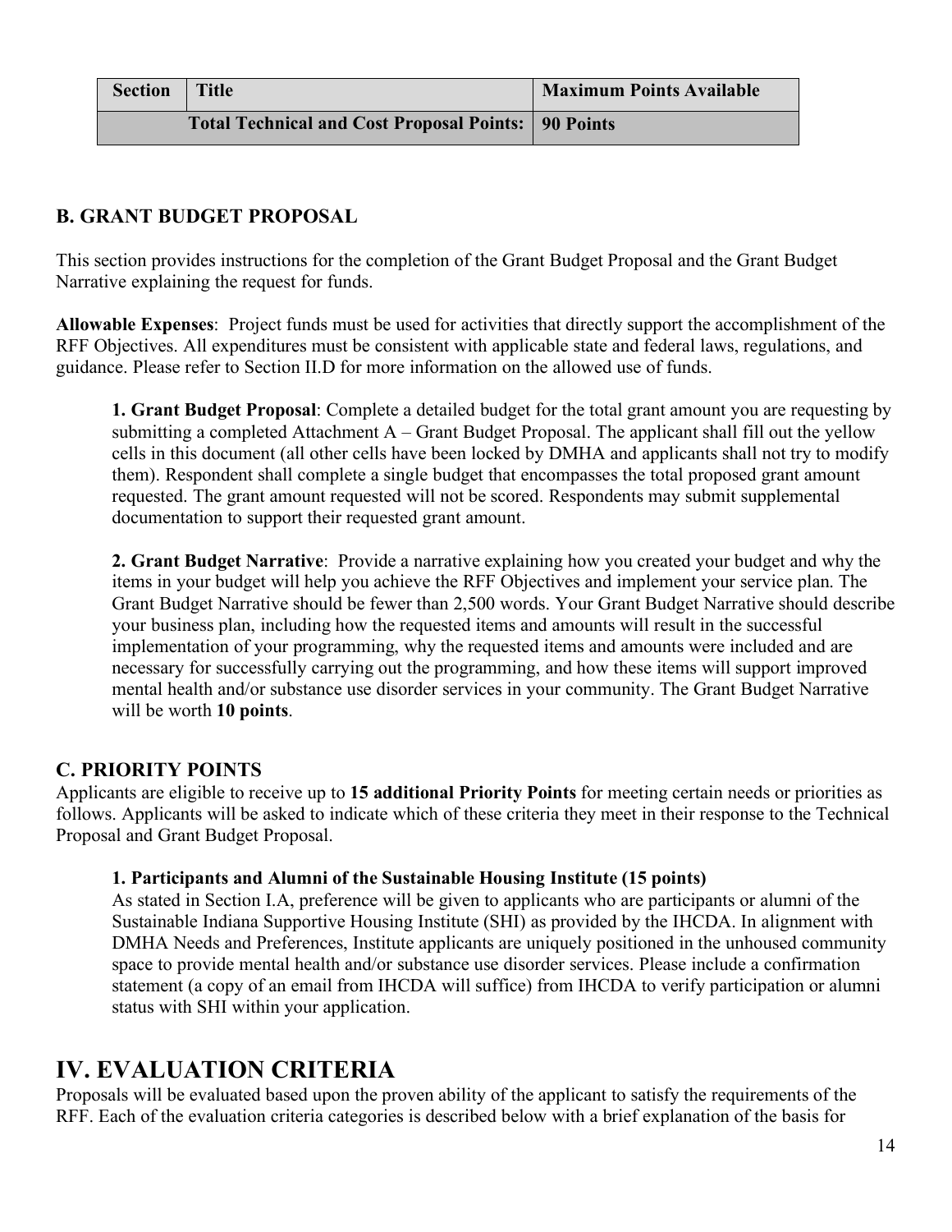| Section | Title | Maximum Points Available |
|---|---|---|
| | **Total Technical and Cost Proposal Points:** | **90 Points** |

### B. GRANT BUDGET PROPOSAL

This section provides instructions for the completion of the Grant Budget Proposal and the Grant Budget Narrative explaining the request for funds.

**Allowable Expenses**: Project funds must be used for activities that directly support the accomplishment of the RFF Objectives. All expenditures must be consistent with applicable state and federal laws, regulations, and guidance. Please refer to Section II.D for more information on the allowed use of funds.

**1. Grant Budget Proposal**: Complete a detailed budget for the total grant amount you are requesting by submitting a completed Attachment A – Grant Budget Proposal. The applicant shall fill out the yellow cells in this document (all other cells have been locked by DMHA and applicants shall not try to modify them). Respondent shall complete a single budget that encompasses the total proposed grant amount requested. The grant amount requested will not be scored. Respondents may submit supplemental documentation to support their requested grant amount.

**2. Grant Budget Narrative**: Provide a narrative explaining how you created your budget and why the items in your budget will help you achieve the RFF Objectives and implement your service plan. The Grant Budget Narrative should be fewer than 2,500 words. Your Grant Budget Narrative should describe your business plan, including how the requested items and amounts will result in the successful implementation of your programming, why the requested items and amounts were included and are necessary for successfully carrying out the programming, and how these items will support improved mental health and/or substance use disorder services in your community. The Grant Budget Narrative will be worth **10 points**.

### C. PRIORITY POINTS

Applicants are eligible to receive up to **15 additional Priority Points** for meeting certain needs or priorities as follows. Applicants will be asked to indicate which of these criteria they meet in their response to the Technical Proposal and Grant Budget Proposal.

**1. Participants and Alumni of the Sustainable Housing Institute (15 points)**

As stated in Section I.A, preference will be given to applicants who are participants or alumni of the Sustainable Indiana Supportive Housing Institute (SHI) as provided by the IHCDA. In alignment with DMHA Needs and Preferences, Institute applicants are uniquely positioned in the unhoused community space to provide mental health and/or substance use disorder services. Please include a confirmation statement (a copy of an email from IHCDA will suffice) from IHCDA to verify participation or alumni status with SHI within your application.

# IV. EVALUATION CRITERIA

Proposals will be evaluated based upon the proven ability of the applicant to satisfy the requirements of the RFF. Each of the evaluation criteria categories is described below with a brief explanation of the basis for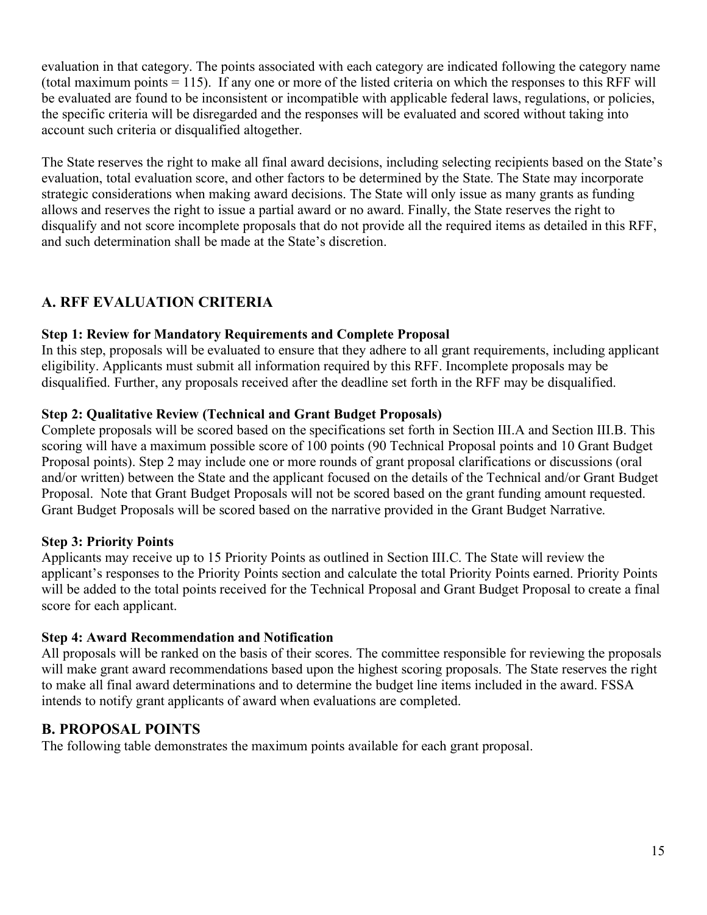evaluation in that category. The points associated with each category are indicated following the category name (total maximum points = 115). If any one or more of the listed criteria on which the responses to this RFF will be evaluated are found to be inconsistent or incompatible with applicable federal laws, regulations, or policies, the specific criteria will be disregarded and the responses will be evaluated and scored without taking into account such criteria or disqualified altogether.

The State reserves the right to make all final award decisions, including selecting recipients based on the State's evaluation, total evaluation score, and other factors to be determined by the State. The State may incorporate strategic considerations when making award decisions. The State will only issue as many grants as funding allows and reserves the right to issue a partial award or no award. Finally, the State reserves the right to disqualify and not score incomplete proposals that do not provide all the required items as detailed in this RFF, and such determination shall be made at the State's discretion.

## A. RFF EVALUATION CRITERIA

**Step 1: Review for Mandatory Requirements and Complete Proposal**

In this step, proposals will be evaluated to ensure that they adhere to all grant requirements, including applicant eligibility. Applicants must submit all information required by this RFF. Incomplete proposals may be disqualified. Further, any proposals received after the deadline set forth in the RFF may be disqualified.

**Step 2: Qualitative Review (Technical and Grant Budget Proposals)**

Complete proposals will be scored based on the specifications set forth in Section III.A and Section III.B. This scoring will have a maximum possible score of 100 points (90 Technical Proposal points and 10 Grant Budget Proposal points). Step 2 may include one or more rounds of grant proposal clarifications or discussions (oral and/or written) between the State and the applicant focused on the details of the Technical and/or Grant Budget Proposal. Note that Grant Budget Proposals will not be scored based on the grant funding amount requested. Grant Budget Proposals will be scored based on the narrative provided in the Grant Budget Narrative.

**Step 3: Priority Points**

Applicants may receive up to 15 Priority Points as outlined in Section III.C. The State will review the applicant's responses to the Priority Points section and calculate the total Priority Points earned. Priority Points will be added to the total points received for the Technical Proposal and Grant Budget Proposal to create a final score for each applicant.

**Step 4: Award Recommendation and Notification**

All proposals will be ranked on the basis of their scores. The committee responsible for reviewing the proposals will make grant award recommendations based upon the highest scoring proposals. The State reserves the right to make all final award determinations and to determine the budget line items included in the award. FSSA intends to notify grant applicants of award when evaluations are completed.

## B. PROPOSAL POINTS

The following table demonstrates the maximum points available for each grant proposal.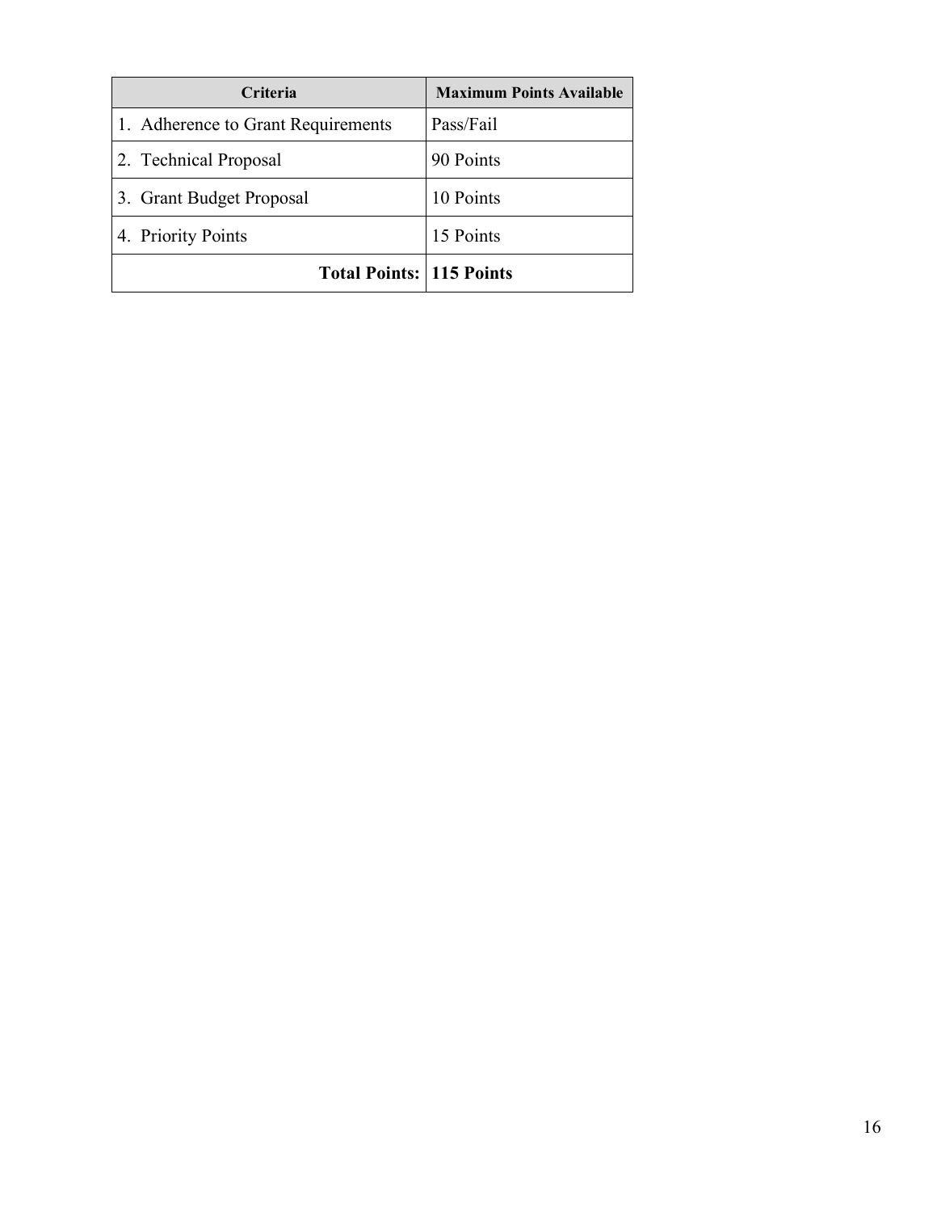| Criteria | Maximum Points Available |
| --- | --- |
| 1. Adherence to Grant Requirements | Pass/Fail |
| 2. Technical Proposal | 90 Points |
| 3. Grant Budget Proposal | 10 Points |
| 4. Priority Points | 15 Points |
| **Total Points:** | **115 Points** |